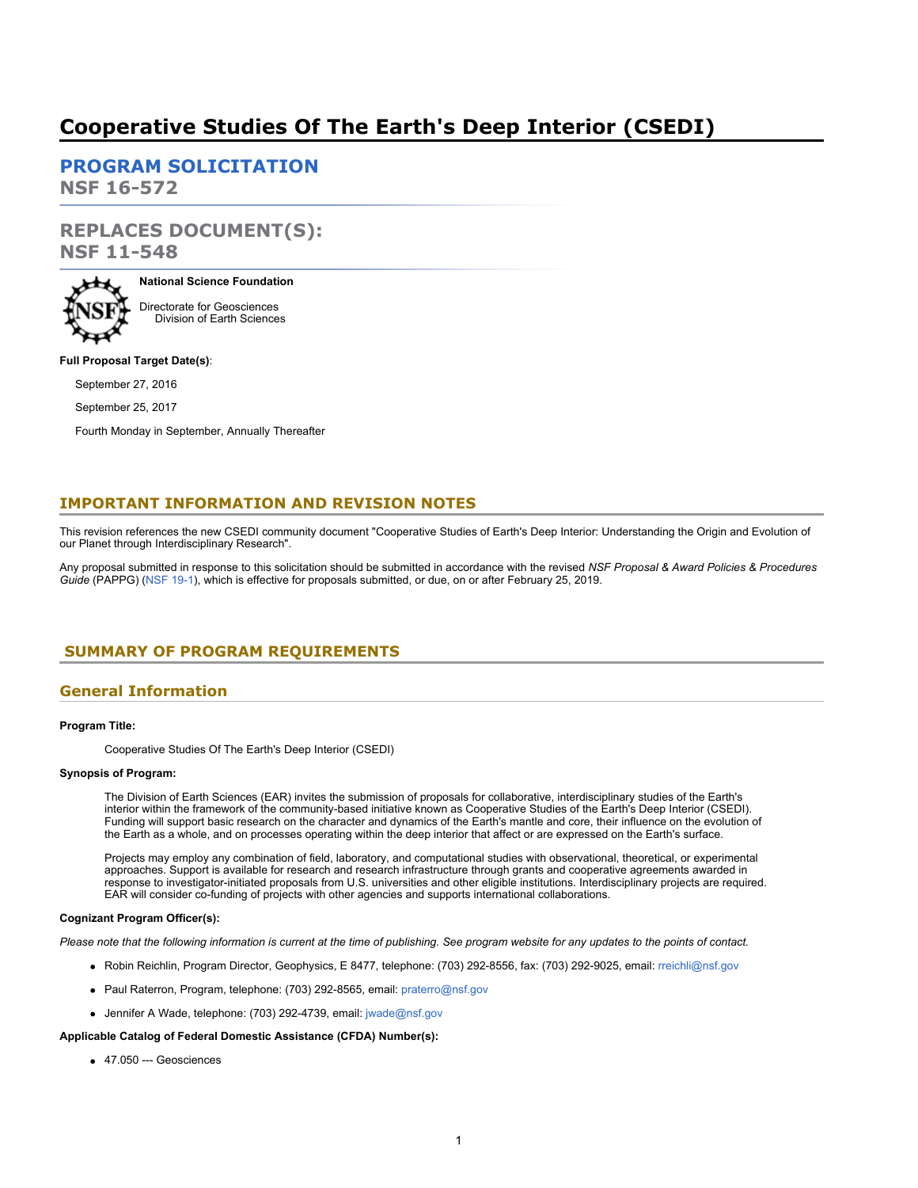# Cooperative Studies Of The Earth's Deep Interior (CSEDI)

## PROGRAM SOLICITATION
**NSF 16-572**

## REPLACES DOCUMENT(S):
**NSF 11-548**

**National Science Foundation**

Directorate for Geosciences
Division of Earth Sciences

**Full Proposal Target Date(s)**:

September 27, 2016

September 25, 2017

Fourth Monday in September, Annually Thereafter

## IMPORTANT INFORMATION AND REVISION NOTES

This revision references the new CSEDI community document "Cooperative Studies of Earth's Deep Interior: Understanding the Origin and Evolution of our Planet through Interdisciplinary Research".

Any proposal submitted in response to this solicitation should be submitted in accordance with the revised *NSF Proposal & Award Policies & Procedures Guide* (PAPPG) (NSF 19-1), which is effective for proposals submitted, or due, on or after February 25, 2019.

## SUMMARY OF PROGRAM REQUIREMENTS

### General Information

**Program Title:**

Cooperative Studies Of The Earth's Deep Interior (CSEDI)

**Synopsis of Program:**

The Division of Earth Sciences (EAR) invites the submission of proposals for collaborative, interdisciplinary studies of the Earth's interior within the framework of the community-based initiative known as Cooperative Studies of the Earth's Deep Interior (CSEDI). Funding will support basic research on the character and dynamics of the Earth's mantle and core, their influence on the evolution of the Earth as a whole, and on processes operating within the deep interior that affect or are expressed on the Earth's surface.

Projects may employ any combination of field, laboratory, and computational studies with observational, theoretical, or experimental approaches. Support is available for research and research infrastructure through grants and cooperative agreements awarded in response to investigator-initiated proposals from U.S. universities and other eligible institutions. Interdisciplinary projects are required. EAR will consider co-funding of projects with other agencies and supports international collaborations.

**Cognizant Program Officer(s):**

*Please note that the following information is current at the time of publishing. See program website for any updates to the points of contact.*

- Robin Reichlin, Program Director, Geophysics, E 8477, telephone: (703) 292-8556, fax: (703) 292-9025, email: rreichli@nsf.gov
- Paul Raterron, Program, telephone: (703) 292-8565, email: praterro@nsf.gov
- Jennifer A Wade, telephone: (703) 292-4739, email: jwade@nsf.gov

**Applicable Catalog of Federal Domestic Assistance (CFDA) Number(s):**

- 47.050 --- Geosciences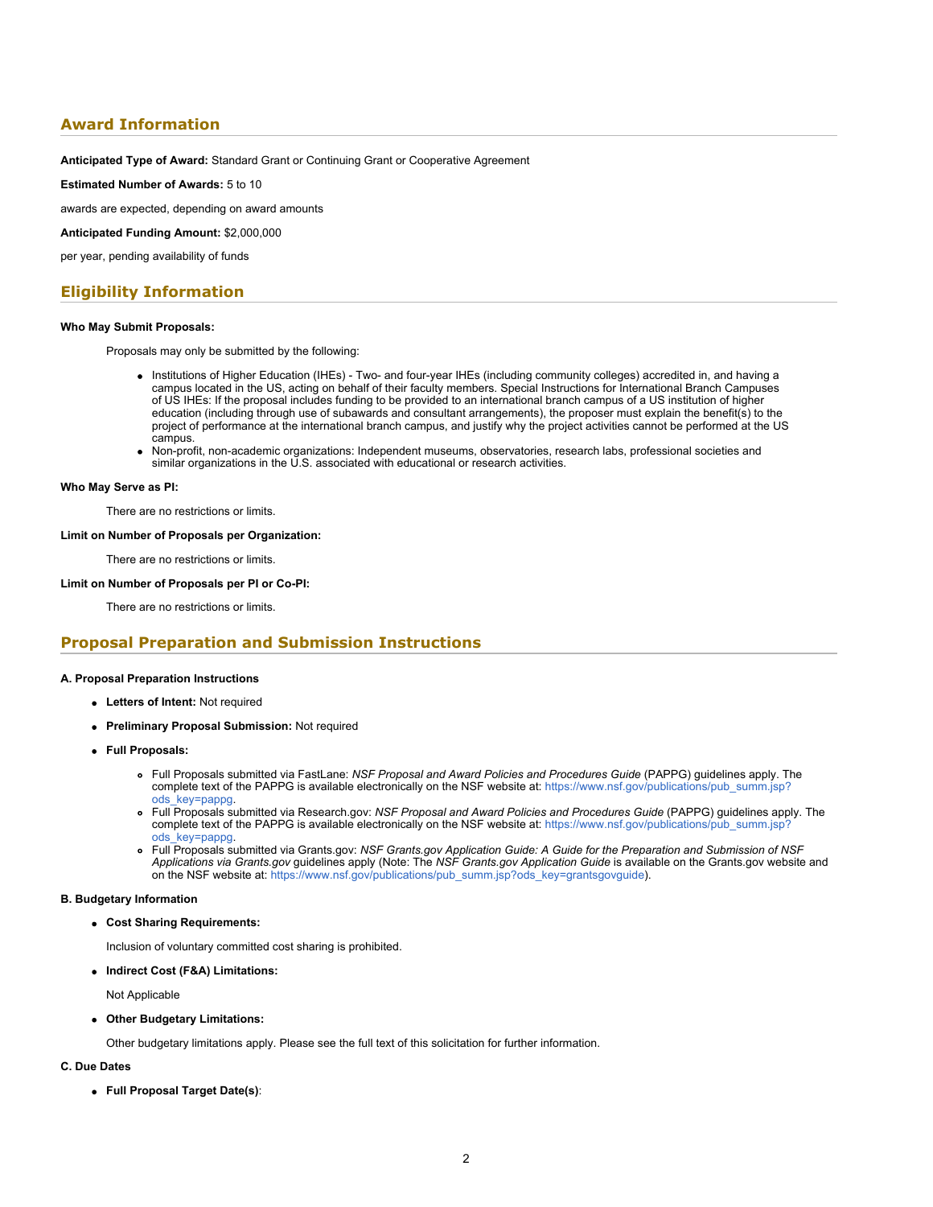## Award Information

**Anticipated Type of Award:** Standard Grant or Continuing Grant or Cooperative Agreement

**Estimated Number of Awards:** 5 to 10

awards are expected, depending on award amounts

**Anticipated Funding Amount:** $2,000,000

per year, pending availability of funds

## Eligibility Information

**Who May Submit Proposals:**

Proposals may only be submitted by the following:

- Institutions of Higher Education (IHEs) - Two- and four-year IHEs (including community colleges) accredited in, and having a campus located in the US, acting on behalf of their faculty members. Special Instructions for International Branch Campuses of US IHEs: If the proposal includes funding to be provided to an international branch campus of a US institution of higher education (including through use of subawards and consultant arrangements), the proposer must explain the benefit(s) to the project of performance at the international branch campus, and justify why the project activities cannot be performed at the US campus.
- Non-profit, non-academic organizations: Independent museums, observatories, research labs, professional societies and similar organizations in the U.S. associated with educational or research activities.

**Who May Serve as PI:**

There are no restrictions or limits.

**Limit on Number of Proposals per Organization:**

There are no restrictions or limits.

**Limit on Number of Proposals per PI or Co-PI:**

There are no restrictions or limits.

## Proposal Preparation and Submission Instructions

**A. Proposal Preparation Instructions**

- **Letters of Intent:** Not required
- **Preliminary Proposal Submission:** Not required
- **Full Proposals:**
  - Full Proposals submitted via FastLane: *NSF Proposal and Award Policies and Procedures Guide* (PAPPG) guidelines apply. The complete text of the PAPPG is available electronically on the NSF website at: https://www.nsf.gov/publications/pub_summ.jsp?ods_key=pappg.
  - Full Proposals submitted via Research.gov: *NSF Proposal and Award Policies and Procedures Guide* (PAPPG) guidelines apply. The complete text of the PAPPG is available electronically on the NSF website at: https://www.nsf.gov/publications/pub_summ.jsp?ods_key=pappg.
  - Full Proposals submitted via Grants.gov: *NSF Grants.gov Application Guide: A Guide for the Preparation and Submission of NSF Applications via Grants.gov* guidelines apply (Note: The *NSF Grants.gov Application Guide* is available on the Grants.gov website and on the NSF website at: https://www.nsf.gov/publications/pub_summ.jsp?ods_key=grantsgovguide).

**B. Budgetary Information**

- **Cost Sharing Requirements:**

  Inclusion of voluntary committed cost sharing is prohibited.

- **Indirect Cost (F&A) Limitations:**

  Not Applicable

- **Other Budgetary Limitations:**

  Other budgetary limitations apply. Please see the full text of this solicitation for further information.

**C. Due Dates**

- **Full Proposal Target Date(s)**: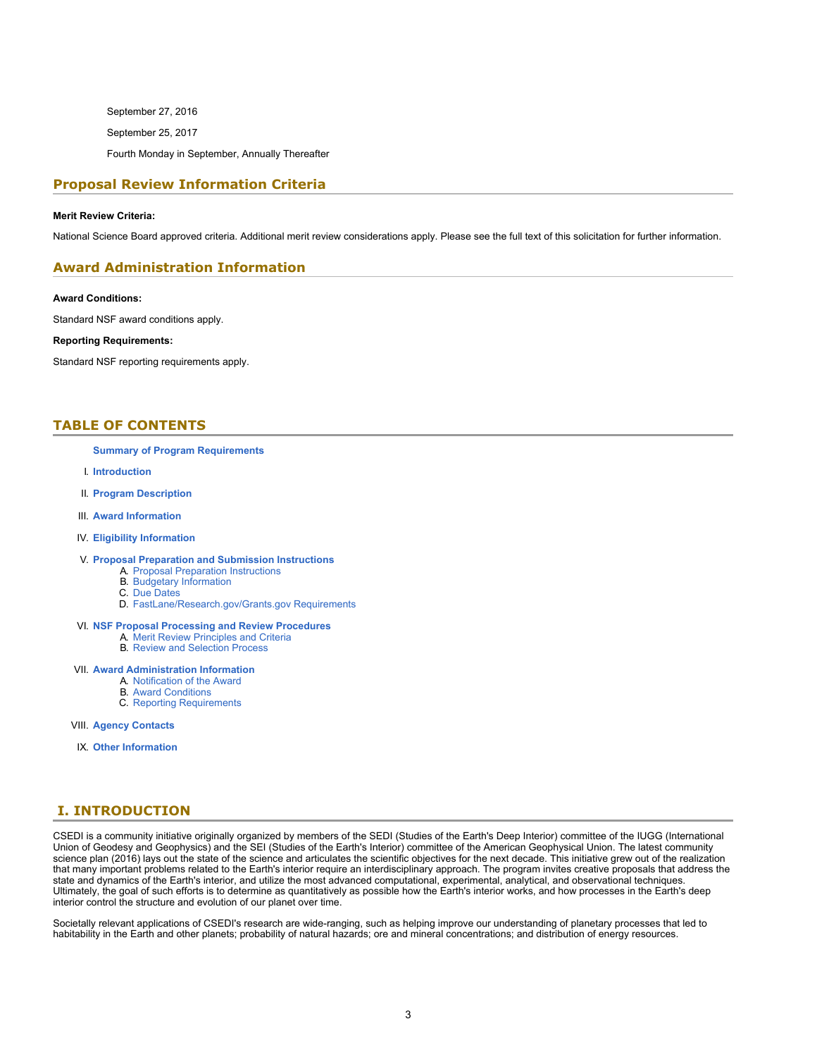September 27, 2016

September 25, 2017

Fourth Monday in September, Annually Thereafter

## Proposal Review Information Criteria

**Merit Review Criteria:**

National Science Board approved criteria. Additional merit review considerations apply. Please see the full text of this solicitation for further information.

## Award Administration Information

**Award Conditions:**

Standard NSF award conditions apply.

**Reporting Requirements:**

Standard NSF reporting requirements apply.

## TABLE OF CONTENTS

**Summary of Program Requirements**

I. **Introduction**

II. **Program Description**

III. **Award Information**

IV. **Eligibility Information**

V. **Proposal Preparation and Submission Instructions**
  A. Proposal Preparation Instructions
  B. Budgetary Information
  C. Due Dates
  D. FastLane/Research.gov/Grants.gov Requirements

VI. **NSF Proposal Processing and Review Procedures**
  A. Merit Review Principles and Criteria
  B. Review and Selection Process

VII. **Award Administration Information**
  A. Notification of the Award
  B. Award Conditions
  C. Reporting Requirements

VIII. **Agency Contacts**

IX. **Other Information**

## I. INTRODUCTION

CSEDI is a community initiative originally organized by members of the SEDI (Studies of the Earth's Deep Interior) committee of the IUGG (International Union of Geodesy and Geophysics) and the SEI (Studies of the Earth's Interior) committee of the American Geophysical Union. The latest community science plan (2016) lays out the state of the science and articulates the scientific objectives for the next decade. This initiative grew out of the realization that many important problems related to the Earth's interior require an interdisciplinary approach. The program invites creative proposals that address the state and dynamics of the Earth's interior, and utilize the most advanced computational, experimental, analytical, and observational techniques. Ultimately, the goal of such efforts is to determine as quantitatively as possible how the Earth's interior works, and how processes in the Earth's deep interior control the structure and evolution of our planet over time.

Societally relevant applications of CSEDI's research are wide-ranging, such as helping improve our understanding of planetary processes that led to habitability in the Earth and other planets; probability of natural hazards; ore and mineral concentrations; and distribution of energy resources.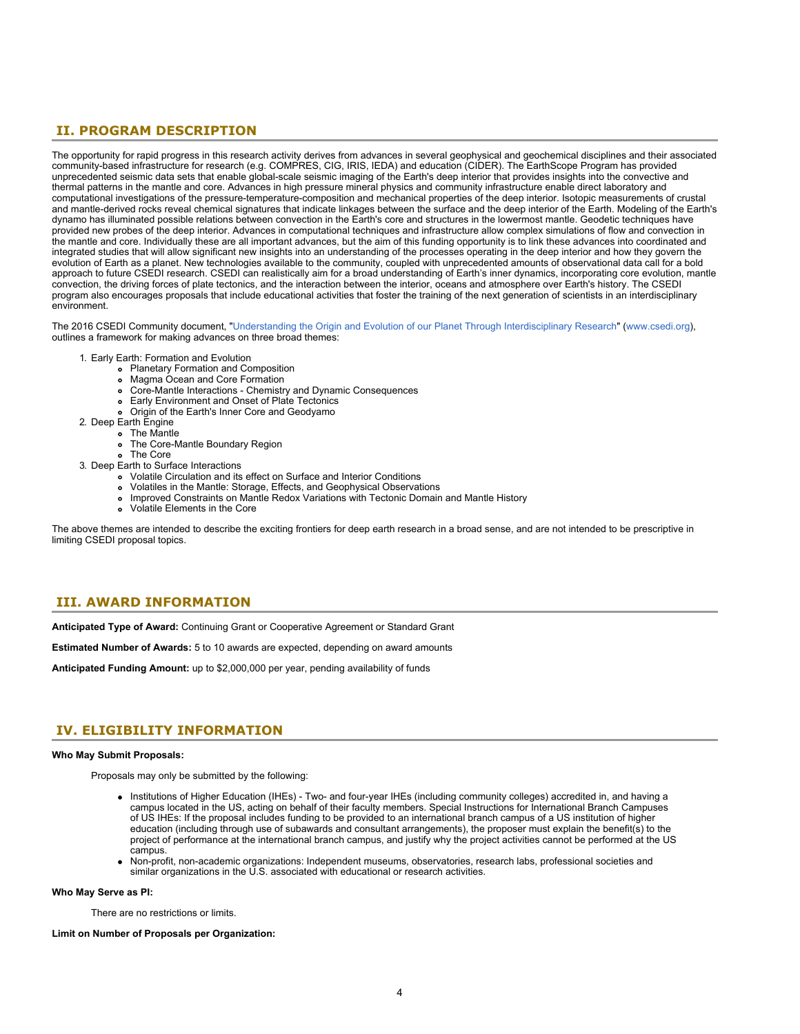## II. PROGRAM DESCRIPTION

The opportunity for rapid progress in this research activity derives from advances in several geophysical and geochemical disciplines and their associated community-based infrastructure for research (e.g. COMPRES, CIG, IRIS, IEDA) and education (CIDER). The EarthScope Program has provided unprecedented seismic data sets that enable global-scale seismic imaging of the Earth's deep interior that provides insights into the convective and thermal patterns in the mantle and core. Advances in high pressure mineral physics and community infrastructure enable direct laboratory and computational investigations of the pressure-temperature-composition and mechanical properties of the deep interior. Isotopic measurements of crustal and mantle-derived rocks reveal chemical signatures that indicate linkages between the surface and the deep interior of the Earth. Modeling of the Earth's dynamo has illuminated possible relations between convection in the Earth's core and structures in the lowermost mantle. Geodetic techniques have provided new probes of the deep interior. Advances in computational techniques and infrastructure allow complex simulations of flow and convection in the mantle and core. Individually these are all important advances, but the aim of this funding opportunity is to link these advances into coordinated and integrated studies that will allow significant new insights into an understanding of the processes operating in the deep interior and how they govern the evolution of Earth as a planet. New technologies available to the community, coupled with unprecedented amounts of observational data call for a bold approach to future CSEDI research. CSEDI can realistically aim for a broad understanding of Earth's inner dynamics, incorporating core evolution, mantle convection, the driving forces of plate tectonics, and the interaction between the interior, oceans and atmosphere over Earth's history. The CSEDI program also encourages proposals that include educational activities that foster the training of the next generation of scientists in an interdisciplinary environment.

The 2016 CSEDI Community document, "Understanding the Origin and Evolution of our Planet Through Interdisciplinary Research" (www.csedi.org), outlines a framework for making advances on three broad themes:

1. Early Earth: Formation and Evolution
   - Planetary Formation and Composition
   - Magma Ocean and Core Formation
   - Core-Mantle Interactions - Chemistry and Dynamic Consequences
   - Early Environment and Onset of Plate Tectonics
   - Origin of the Earth's Inner Core and Geodyamo
2. Deep Earth Engine
   - The Mantle
   - The Core-Mantle Boundary Region
   - The Core
3. Deep Earth to Surface Interactions
   - Volatile Circulation and its effect on Surface and Interior Conditions
   - Volatiles in the Mantle: Storage, Effects, and Geophysical Observations
   - Improved Constraints on Mantle Redox Variations with Tectonic Domain and Mantle History
   - Volatile Elements in the Core

The above themes are intended to describe the exciting frontiers for deep earth research in a broad sense, and are not intended to be prescriptive in limiting CSEDI proposal topics.

## III. AWARD INFORMATION

**Anticipated Type of Award:** Continuing Grant or Cooperative Agreement or Standard Grant

**Estimated Number of Awards:** 5 to 10 awards are expected, depending on award amounts

**Anticipated Funding Amount:** up to $2,000,000 per year, pending availability of funds

## IV. ELIGIBILITY INFORMATION

**Who May Submit Proposals:**

Proposals may only be submitted by the following:

- Institutions of Higher Education (IHEs) - Two- and four-year IHEs (including community colleges) accredited in, and having a campus located in the US, acting on behalf of their faculty members. Special Instructions for International Branch Campuses of US IHEs: If the proposal includes funding to be provided to an international branch campus of a US institution of higher education (including through use of subawards and consultant arrangements), the proposer must explain the benefit(s) to the project of performance at the international branch campus, and justify why the project activities cannot be performed at the US campus.
- Non-profit, non-academic organizations: Independent museums, observatories, research labs, professional societies and similar organizations in the U.S. associated with educational or research activities.

**Who May Serve as PI:**

There are no restrictions or limits.

**Limit on Number of Proposals per Organization:**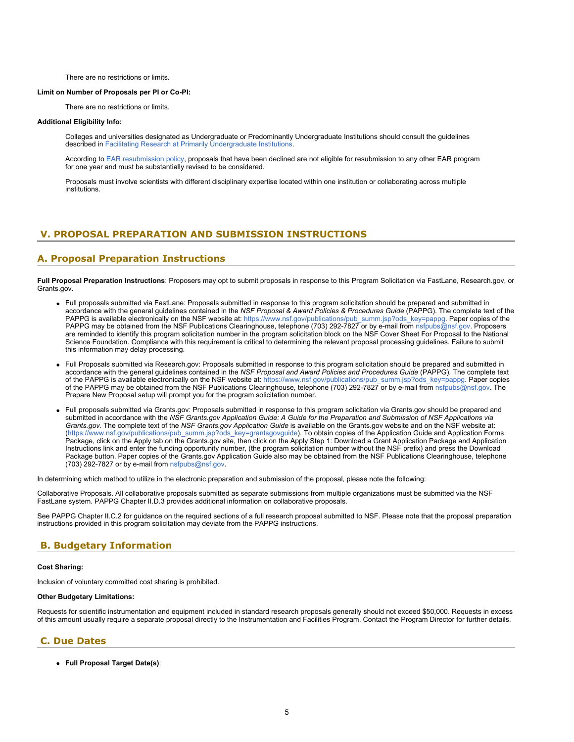There are no restrictions or limits.

**Limit on Number of Proposals per PI or Co-PI:**

There are no restrictions or limits.

**Additional Eligibility Info:**

Colleges and universities designated as Undergraduate or Predominantly Undergraduate Institutions should consult the guidelines described in Facilitating Research at Primarily Undergraduate Institutions.

According to EAR resubmission policy, proposals that have been declined are not eligible for resubmission to any other EAR program for one year and must be substantially revised to be considered.

Proposals must involve scientists with different disciplinary expertise located within one institution or collaborating across multiple institutions.

## V. PROPOSAL PREPARATION AND SUBMISSION INSTRUCTIONS

### A. Proposal Preparation Instructions

**Full Proposal Preparation Instructions**: Proposers may opt to submit proposals in response to this Program Solicitation via FastLane, Research.gov, or Grants.gov.

- Full proposals submitted via FastLane: Proposals submitted in response to this program solicitation should be prepared and submitted in accordance with the general guidelines contained in the *NSF Proposal & Award Policies & Procedures Guide* (PAPPG). The complete text of the PAPPG is available electronically on the NSF website at: https://www.nsf.gov/publications/pub_summ.jsp?ods_key=pappg. Paper copies of the PAPPG may be obtained from the NSF Publications Clearinghouse, telephone (703) 292-7827 or by e-mail from nsfpubs@nsf.gov. Proposers are reminded to identify this program solicitation number in the program solicitation block on the NSF Cover Sheet For Proposal to the National Science Foundation. Compliance with this requirement is critical to determining the relevant proposal processing guidelines. Failure to submit this information may delay processing.
- Full Proposals submitted via Research.gov: Proposals submitted in response to this program solicitation should be prepared and submitted in accordance with the general guidelines contained in the *NSF Proposal and Award Policies and Procedures Guide* (PAPPG). The complete text of the PAPPG is available electronically on the NSF website at: https://www.nsf.gov/publications/pub_summ.jsp?ods_key=pappg. Paper copies of the PAPPG may be obtained from the NSF Publications Clearinghouse, telephone (703) 292-7827 or by e-mail from nsfpubs@nsf.gov. The Prepare New Proposal setup will prompt you for the program solicitation number.
- Full proposals submitted via Grants.gov: Proposals submitted in response to this program solicitation via Grants.gov should be prepared and submitted in accordance with the *NSF Grants.gov Application Guide: A Guide for the Preparation and Submission of NSF Applications via Grants.gov*. The complete text of the *NSF Grants.gov Application Guide* is available on the Grants.gov website and on the NSF website at: (https://www.nsf.gov/publications/pub_summ.jsp?ods_key=grantsgovguide). To obtain copies of the Application Guide and Application Forms Package, click on the Apply tab on the Grants.gov site, then click on the Apply Step 1: Download a Grant Application Package and Application Instructions link and enter the funding opportunity number, (the program solicitation number without the NSF prefix) and press the Download Package button. Paper copies of the Grants.gov Application Guide also may be obtained from the NSF Publications Clearinghouse, telephone (703) 292-7827 or by e-mail from nsfpubs@nsf.gov.

In determining which method to utilize in the electronic preparation and submission of the proposal, please note the following:

Collaborative Proposals. All collaborative proposals submitted as separate submissions from multiple organizations must be submitted via the NSF FastLane system. PAPPG Chapter II.D.3 provides additional information on collaborative proposals.

See PAPPG Chapter II.C.2 for guidance on the required sections of a full research proposal submitted to NSF. Please note that the proposal preparation instructions provided in this program solicitation may deviate from the PAPPG instructions.

### B. Budgetary Information

**Cost Sharing:**

Inclusion of voluntary committed cost sharing is prohibited.

**Other Budgetary Limitations:**

Requests for scientific instrumentation and equipment included in standard research proposals generally should not exceed $50,000. Requests in excess of this amount usually require a separate proposal directly to the Instrumentation and Facilities Program. Contact the Program Director for further details.

### C. Due Dates

- **Full Proposal Target Date(s)**: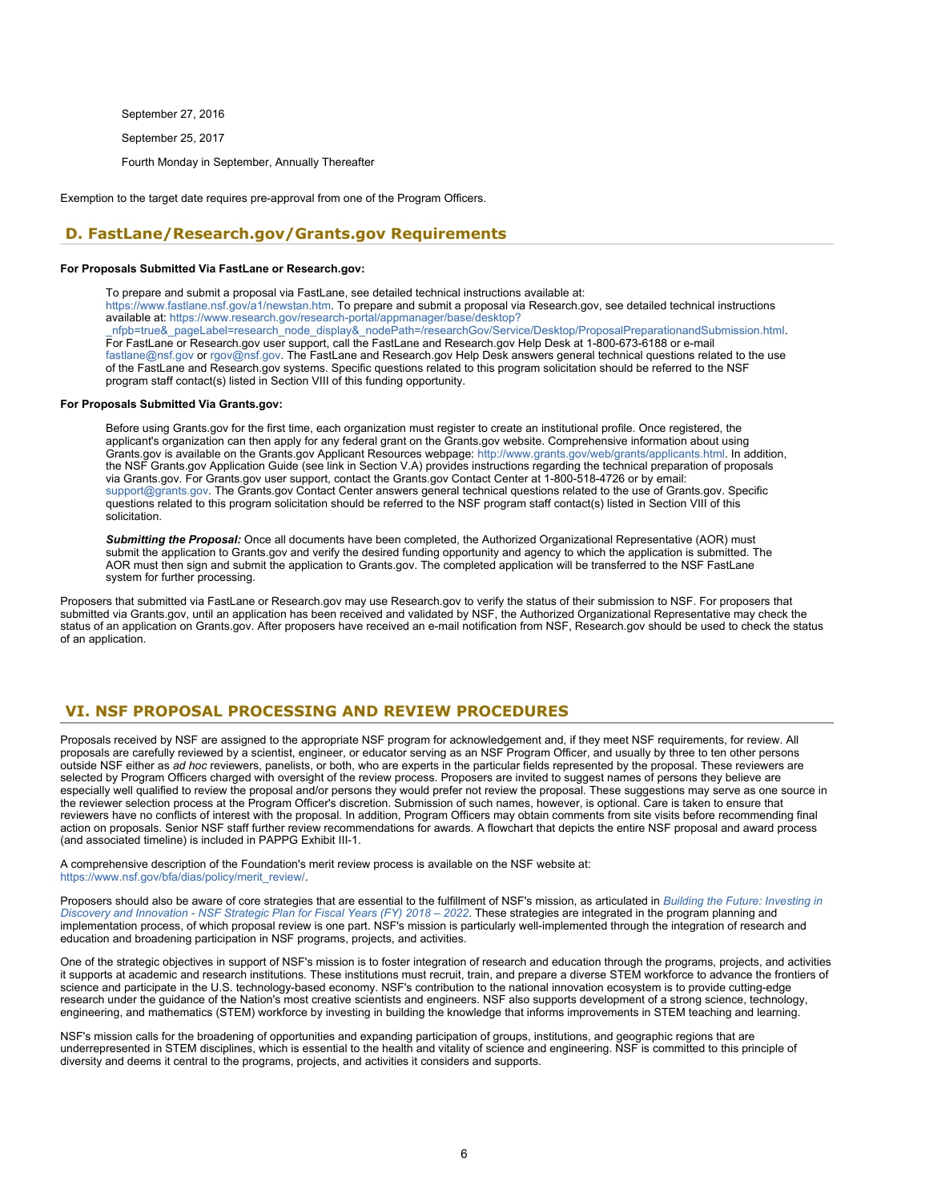September 27, 2016

September 25, 2017

Fourth Monday in September, Annually Thereafter

Exemption to the target date requires pre-approval from one of the Program Officers.

## D. FastLane/Research.gov/Grants.gov Requirements

**For Proposals Submitted Via FastLane or Research.gov:**

To prepare and submit a proposal via FastLane, see detailed technical instructions available at: https://www.fastlane.nsf.gov/a1/newstan.htm. To prepare and submit a proposal via Research.gov, see detailed technical instructions available at: https://www.research.gov/research-portal/appmanager/base/desktop?_nfpb=true&_pageLabel=research_node_display&_nodePath=/researchGov/Service/Desktop/ProposalPreparationandSubmission.html. For FastLane or Research.gov user support, call the FastLane and Research.gov Help Desk at 1-800-673-6188 or e-mail fastlane@nsf.gov or rgov@nsf.gov. The FastLane and Research.gov Help Desk answers general technical questions related to the use of the FastLane and Research.gov systems. Specific questions related to this program solicitation should be referred to the NSF program staff contact(s) listed in Section VIII of this funding opportunity.

**For Proposals Submitted Via Grants.gov:**

Before using Grants.gov for the first time, each organization must register to create an institutional profile. Once registered, the applicant's organization can then apply for any federal grant on the Grants.gov website. Comprehensive information about using Grants.gov is available on the Grants.gov Applicant Resources webpage: http://www.grants.gov/web/grants/applicants.html. In addition, the NSF Grants.gov Application Guide (see link in Section V.A) provides instructions regarding the technical preparation of proposals via Grants.gov. For Grants.gov user support, contact the Grants.gov Contact Center at 1-800-518-4726 or by email: support@grants.gov. The Grants.gov Contact Center answers general technical questions related to the use of Grants.gov. Specific questions related to this program solicitation should be referred to the NSF program staff contact(s) listed in Section VIII of this solicitation.

***Submitting the Proposal:*** Once all documents have been completed, the Authorized Organizational Representative (AOR) must submit the application to Grants.gov and verify the desired funding opportunity and agency to which the application is submitted. The AOR must then sign and submit the application to Grants.gov. The completed application will be transferred to the NSF FastLane system for further processing.

Proposers that submitted via FastLane or Research.gov may use Research.gov to verify the status of their submission to NSF. For proposers that submitted via Grants.gov, until an application has been received and validated by NSF, the Authorized Organizational Representative may check the status of an application on Grants.gov. After proposers have received an e-mail notification from NSF, Research.gov should be used to check the status of an application.

# VI. NSF PROPOSAL PROCESSING AND REVIEW PROCEDURES

Proposals received by NSF are assigned to the appropriate NSF program for acknowledgement and, if they meet NSF requirements, for review. All proposals are carefully reviewed by a scientist, engineer, or educator serving as an NSF Program Officer, and usually by three to ten other persons outside NSF either as *ad hoc* reviewers, panelists, or both, who are experts in the particular fields represented by the proposal. These reviewers are selected by Program Officers charged with oversight of the review process. Proposers are invited to suggest names of persons they believe are especially well qualified to review the proposal and/or persons they would prefer not review the proposal. These suggestions may serve as one source in the reviewer selection process at the Program Officer's discretion. Submission of such names, however, is optional. Care is taken to ensure that reviewers have no conflicts of interest with the proposal. In addition, Program Officers may obtain comments from site visits before recommending final action on proposals. Senior NSF staff further review recommendations for awards. A flowchart that depicts the entire NSF proposal and award process (and associated timeline) is included in PAPPG Exhibit III-1.

A comprehensive description of the Foundation's merit review process is available on the NSF website at: https://www.nsf.gov/bfa/dias/policy/merit_review/.

Proposers should also be aware of core strategies that are essential to the fulfillment of NSF's mission, as articulated in *Building the Future: Investing in Discovery and Innovation - NSF Strategic Plan for Fiscal Years (FY) 2018 – 2022*. These strategies are integrated in the program planning and implementation process, of which proposal review is one part. NSF's mission is particularly well-implemented through the integration of research and education and broadening participation in NSF programs, projects, and activities.

One of the strategic objectives in support of NSF's mission is to foster integration of research and education through the programs, projects, and activities it supports at academic and research institutions. These institutions must recruit, train, and prepare a diverse STEM workforce to advance the frontiers of science and participate in the U.S. technology-based economy. NSF's contribution to the national innovation ecosystem is to provide cutting-edge research under the guidance of the Nation's most creative scientists and engineers. NSF also supports development of a strong science, technology, engineering, and mathematics (STEM) workforce by investing in building the knowledge that informs improvements in STEM teaching and learning.

NSF's mission calls for the broadening of opportunities and expanding participation of groups, institutions, and geographic regions that are underrepresented in STEM disciplines, which is essential to the health and vitality of science and engineering. NSF is committed to this principle of diversity and deems it central to the programs, projects, and activities it considers and supports.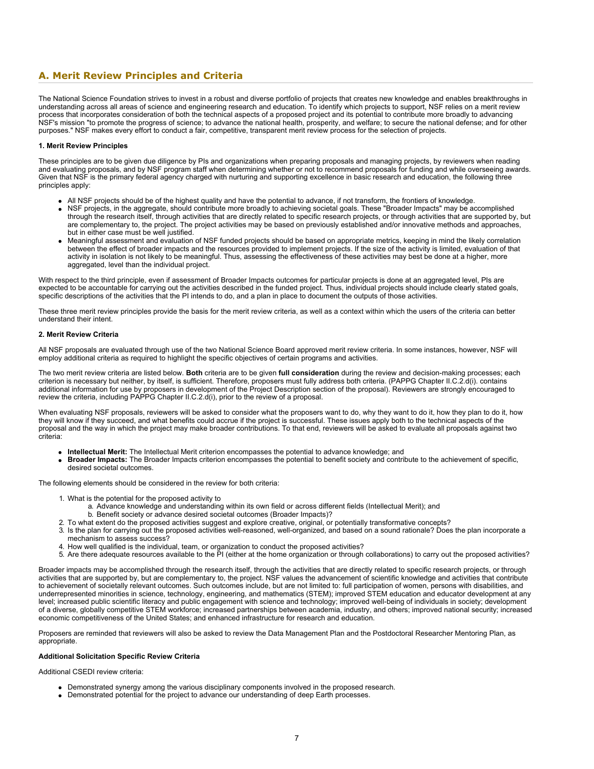## A. Merit Review Principles and Criteria

The National Science Foundation strives to invest in a robust and diverse portfolio of projects that creates new knowledge and enables breakthroughs in understanding across all areas of science and engineering research and education. To identify which projects to support, NSF relies on a merit review process that incorporates consideration of both the technical aspects of a proposed project and its potential to contribute more broadly to advancing NSF's mission "to promote the progress of science; to advance the national health, prosperity, and welfare; to secure the national defense; and for other purposes." NSF makes every effort to conduct a fair, competitive, transparent merit review process for the selection of projects.

**1. Merit Review Principles**

These principles are to be given due diligence by PIs and organizations when preparing proposals and managing projects, by reviewers when reading and evaluating proposals, and by NSF program staff when determining whether or not to recommend proposals for funding and while overseeing awards. Given that NSF is the primary federal agency charged with nurturing and supporting excellence in basic research and education, the following three principles apply:

- All NSF projects should be of the highest quality and have the potential to advance, if not transform, the frontiers of knowledge.
- NSF projects, in the aggregate, should contribute more broadly to achieving societal goals. These "Broader Impacts" may be accomplished through the research itself, through activities that are directly related to specific research projects, or through activities that are supported by, but are complementary to, the project. The project activities may be based on previously established and/or innovative methods and approaches, but in either case must be well justified.
- Meaningful assessment and evaluation of NSF funded projects should be based on appropriate metrics, keeping in mind the likely correlation between the effect of broader impacts and the resources provided to implement projects. If the size of the activity is limited, evaluation of that activity in isolation is not likely to be meaningful. Thus, assessing the effectiveness of these activities may best be done at a higher, more aggregated, level than the individual project.

With respect to the third principle, even if assessment of Broader Impacts outcomes for particular projects is done at an aggregated level, PIs are expected to be accountable for carrying out the activities described in the funded project. Thus, individual projects should include clearly stated goals, specific descriptions of the activities that the PI intends to do, and a plan in place to document the outputs of those activities.

These three merit review principles provide the basis for the merit review criteria, as well as a context within which the users of the criteria can better understand their intent.

**2. Merit Review Criteria**

All NSF proposals are evaluated through use of the two National Science Board approved merit review criteria. In some instances, however, NSF will employ additional criteria as required to highlight the specific objectives of certain programs and activities.

The two merit review criteria are listed below. **Both** criteria are to be given **full consideration** during the review and decision-making processes; each criterion is necessary but neither, by itself, is sufficient. Therefore, proposers must fully address both criteria. (PAPPG Chapter II.C.2.d(i). contains additional information for use by proposers in development of the Project Description section of the proposal). Reviewers are strongly encouraged to review the criteria, including PAPPG Chapter II.C.2.d(i), prior to the review of a proposal.

When evaluating NSF proposals, reviewers will be asked to consider what the proposers want to do, why they want to do it, how they plan to do it, how they will know if they succeed, and what benefits could accrue if the project is successful. These issues apply both to the technical aspects of the proposal and the way in which the project may make broader contributions. To that end, reviewers will be asked to evaluate all proposals against two criteria:

- **Intellectual Merit:** The Intellectual Merit criterion encompasses the potential to advance knowledge; and
- **Broader Impacts:** The Broader Impacts criterion encompasses the potential to benefit society and contribute to the achievement of specific, desired societal outcomes.

The following elements should be considered in the review for both criteria:

1. What is the potential for the proposed activity to
   a. Advance knowledge and understanding within its own field or across different fields (Intellectual Merit); and
   b. Benefit society or advance desired societal outcomes (Broader Impacts)?
2. To what extent do the proposed activities suggest and explore creative, original, or potentially transformative concepts?
3. Is the plan for carrying out the proposed activities well-reasoned, well-organized, and based on a sound rationale? Does the plan incorporate a mechanism to assess success?
4. How well qualified is the individual, team, or organization to conduct the proposed activities?
5. Are there adequate resources available to the PI (either at the home organization or through collaborations) to carry out the proposed activities?

Broader impacts may be accomplished through the research itself, through the activities that are directly related to specific research projects, or through activities that are supported by, but are complementary to, the project. NSF values the advancement of scientific knowledge and activities that contribute to achievement of societally relevant outcomes. Such outcomes include, but are not limited to: full participation of women, persons with disabilities, and underrepresented minorities in science, technology, engineering, and mathematics (STEM); improved STEM education and educator development at any level; increased public scientific literacy and public engagement with science and technology; improved well-being of individuals in society; development of a diverse, globally competitive STEM workforce; increased partnerships between academia, industry, and others; improved national security; increased economic competitiveness of the United States; and enhanced infrastructure for research and education.

Proposers are reminded that reviewers will also be asked to review the Data Management Plan and the Postdoctoral Researcher Mentoring Plan, as appropriate.

**Additional Solicitation Specific Review Criteria**

Additional CSEDI review criteria:

- Demonstrated synergy among the various disciplinary components involved in the proposed research.
- Demonstrated potential for the project to advance our understanding of deep Earth processes.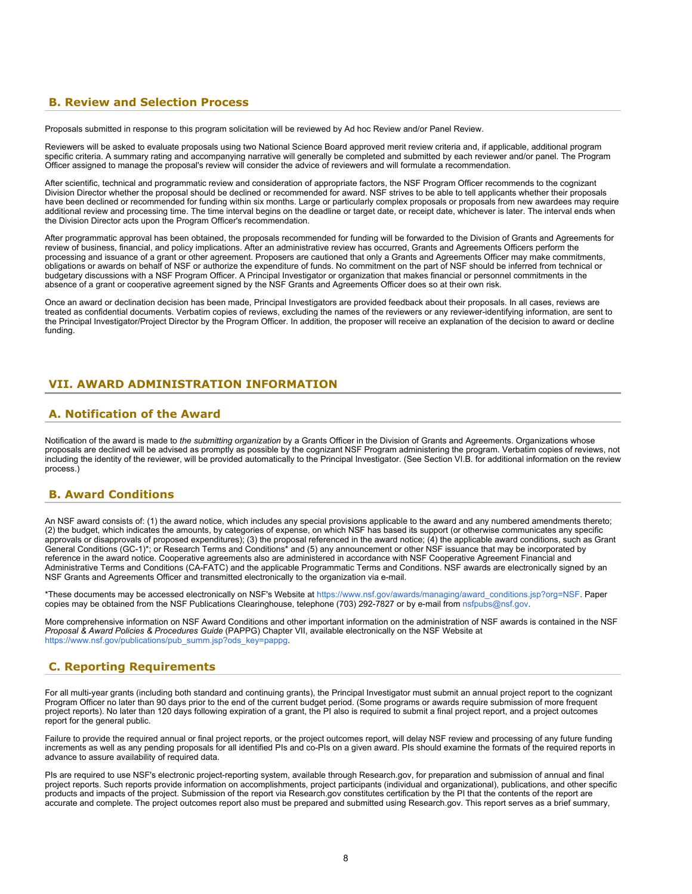## B. Review and Selection Process

Proposals submitted in response to this program solicitation will be reviewed by Ad hoc Review and/or Panel Review.

Reviewers will be asked to evaluate proposals using two National Science Board approved merit review criteria and, if applicable, additional program specific criteria. A summary rating and accompanying narrative will generally be completed and submitted by each reviewer and/or panel. The Program Officer assigned to manage the proposal's review will consider the advice of reviewers and will formulate a recommendation.

After scientific, technical and programmatic review and consideration of appropriate factors, the NSF Program Officer recommends to the cognizant Division Director whether the proposal should be declined or recommended for award. NSF strives to be able to tell applicants whether their proposals have been declined or recommended for funding within six months. Large or particularly complex proposals or proposals from new awardees may require additional review and processing time. The time interval begins on the deadline or target date, or receipt date, whichever is later. The interval ends when the Division Director acts upon the Program Officer's recommendation.

After programmatic approval has been obtained, the proposals recommended for funding will be forwarded to the Division of Grants and Agreements for review of business, financial, and policy implications. After an administrative review has occurred, Grants and Agreements Officers perform the processing and issuance of a grant or other agreement. Proposers are cautioned that only a Grants and Agreements Officer may make commitments, obligations or awards on behalf of NSF or authorize the expenditure of funds. No commitment on the part of NSF should be inferred from technical or budgetary discussions with a NSF Program Officer. A Principal Investigator or organization that makes financial or personnel commitments in the absence of a grant or cooperative agreement signed by the NSF Grants and Agreements Officer does so at their own risk.

Once an award or declination decision has been made, Principal Investigators are provided feedback about their proposals. In all cases, reviews are treated as confidential documents. Verbatim copies of reviews, excluding the names of the reviewers or any reviewer-identifying information, are sent to the Principal Investigator/Project Director by the Program Officer. In addition, the proposer will receive an explanation of the decision to award or decline funding.

# VII. AWARD ADMINISTRATION INFORMATION

## A. Notification of the Award

Notification of the award is made to *the submitting organization* by a Grants Officer in the Division of Grants and Agreements. Organizations whose proposals are declined will be advised as promptly as possible by the cognizant NSF Program administering the program. Verbatim copies of reviews, not including the identity of the reviewer, will be provided automatically to the Principal Investigator. (See Section VI.B. for additional information on the review process.)

## B. Award Conditions

An NSF award consists of: (1) the award notice, which includes any special provisions applicable to the award and any numbered amendments thereto; (2) the budget, which indicates the amounts, by categories of expense, on which NSF has based its support (or otherwise communicates any specific approvals or disapprovals of proposed expenditures); (3) the proposal referenced in the award notice; (4) the applicable award conditions, such as Grant General Conditions (GC-1)*; or Research Terms and Conditions* and (5) any announcement or other NSF issuance that may be incorporated by reference in the award notice. Cooperative agreements also are administered in accordance with NSF Cooperative Agreement Financial and Administrative Terms and Conditions (CA-FATC) and the applicable Programmatic Terms and Conditions. NSF awards are electronically signed by an NSF Grants and Agreements Officer and transmitted electronically to the organization via e-mail.

*These documents may be accessed electronically on NSF's Website at https://www.nsf.gov/awards/managing/award_conditions.jsp?org=NSF. Paper copies may be obtained from the NSF Publications Clearinghouse, telephone (703) 292-7827 or by e-mail from nsfpubs@nsf.gov.

More comprehensive information on NSF Award Conditions and other important information on the administration of NSF awards is contained in the NSF *Proposal & Award Policies & Procedures Guide* (PAPPG) Chapter VII, available electronically on the NSF Website at https://www.nsf.gov/publications/pub_summ.jsp?ods_key=pappg.

## C. Reporting Requirements

For all multi-year grants (including both standard and continuing grants), the Principal Investigator must submit an annual project report to the cognizant Program Officer no later than 90 days prior to the end of the current budget period. (Some programs or awards require submission of more frequent project reports). No later than 120 days following expiration of a grant, the PI also is required to submit a final project report, and a project outcomes report for the general public.

Failure to provide the required annual or final project reports, or the project outcomes report, will delay NSF review and processing of any future funding increments as well as any pending proposals for all identified PIs and co-PIs on a given award. PIs should examine the formats of the required reports in advance to assure availability of required data.

PIs are required to use NSF's electronic project-reporting system, available through Research.gov, for preparation and submission of annual and final project reports. Such reports provide information on accomplishments, project participants (individual and organizational), publications, and other specific products and impacts of the project. Submission of the report via Research.gov constitutes certification by the PI that the contents of the report are accurate and complete. The project outcomes report also must be prepared and submitted using Research.gov. This report serves as a brief summary,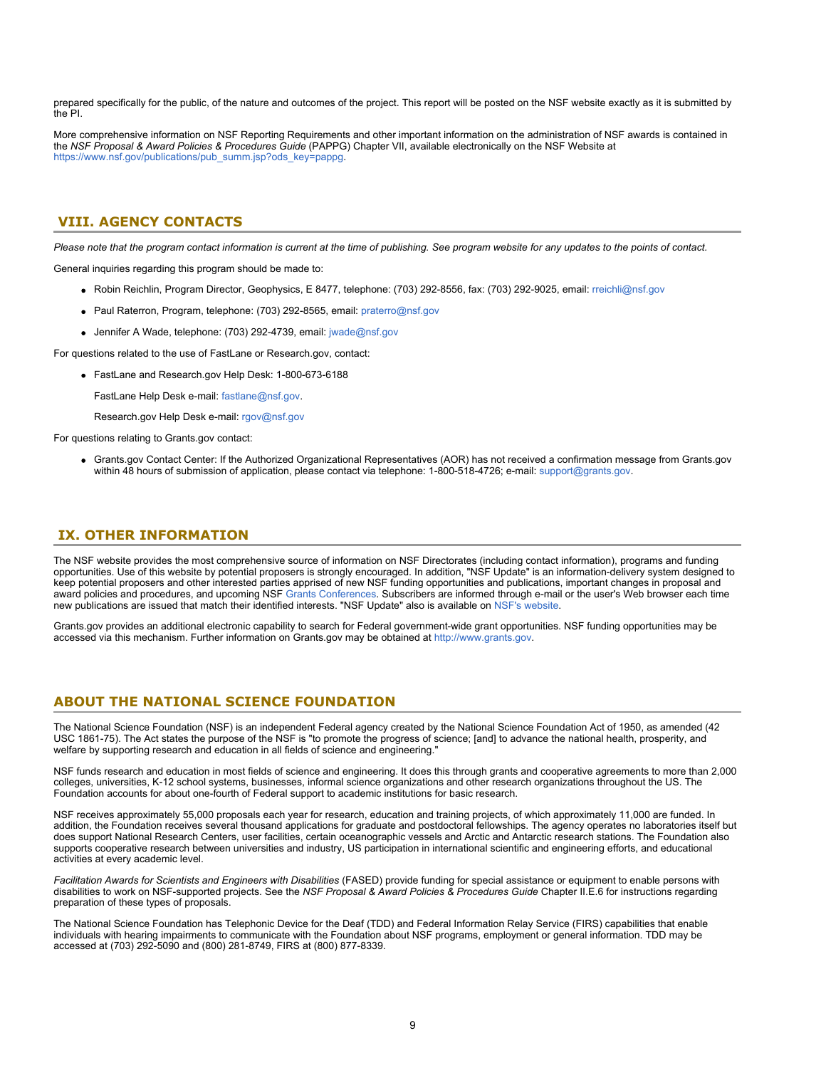prepared specifically for the public, of the nature and outcomes of the project. This report will be posted on the NSF website exactly as it is submitted by the PI.

More comprehensive information on NSF Reporting Requirements and other important information on the administration of NSF awards is contained in the *NSF Proposal & Award Policies & Procedures Guide* (PAPPG) Chapter VII, available electronically on the NSF Website at https://www.nsf.gov/publications/pub_summ.jsp?ods_key=pappg.

## VIII. AGENCY CONTACTS

*Please note that the program contact information is current at the time of publishing. See program website for any updates to the points of contact.*

General inquiries regarding this program should be made to:

- Robin Reichlin, Program Director, Geophysics, E 8477, telephone: (703) 292-8556, fax: (703) 292-9025, email: rreichli@nsf.gov
- Paul Raterron, Program, telephone: (703) 292-8565, email: praterro@nsf.gov
- Jennifer A Wade, telephone: (703) 292-4739, email: jwade@nsf.gov

For questions related to the use of FastLane or Research.gov, contact:

- FastLane and Research.gov Help Desk: 1-800-673-6188

  FastLane Help Desk e-mail: fastlane@nsf.gov.

  Research.gov Help Desk e-mail: rgov@nsf.gov

For questions relating to Grants.gov contact:

- Grants.gov Contact Center: If the Authorized Organizational Representatives (AOR) has not received a confirmation message from Grants.gov within 48 hours of submission of application, please contact via telephone: 1-800-518-4726; e-mail: support@grants.gov.

## IX. OTHER INFORMATION

The NSF website provides the most comprehensive source of information on NSF Directorates (including contact information), programs and funding opportunities. Use of this website by potential proposers is strongly encouraged. In addition, "NSF Update" is an information-delivery system designed to keep potential proposers and other interested parties apprised of new NSF funding opportunities and publications, important changes in proposal and award policies and procedures, and upcoming NSF Grants Conferences. Subscribers are informed through e-mail or the user's Web browser each time new publications are issued that match their identified interests. "NSF Update" also is available on NSF's website.

Grants.gov provides an additional electronic capability to search for Federal government-wide grant opportunities. NSF funding opportunities may be accessed via this mechanism. Further information on Grants.gov may be obtained at http://www.grants.gov.

## ABOUT THE NATIONAL SCIENCE FOUNDATION

The National Science Foundation (NSF) is an independent Federal agency created by the National Science Foundation Act of 1950, as amended (42 USC 1861-75). The Act states the purpose of the NSF is "to promote the progress of science; [and] to advance the national health, prosperity, and welfare by supporting research and education in all fields of science and engineering."

NSF funds research and education in most fields of science and engineering. It does this through grants and cooperative agreements to more than 2,000 colleges, universities, K-12 school systems, businesses, informal science organizations and other research organizations throughout the US. The Foundation accounts for about one-fourth of Federal support to academic institutions for basic research.

NSF receives approximately 55,000 proposals each year for research, education and training projects, of which approximately 11,000 are funded. In addition, the Foundation receives several thousand applications for graduate and postdoctoral fellowships. The agency operates no laboratories itself but does support National Research Centers, user facilities, certain oceanographic vessels and Arctic and Antarctic research stations. The Foundation also supports cooperative research between universities and industry, US participation in international scientific and engineering efforts, and educational activities at every academic level.

*Facilitation Awards for Scientists and Engineers with Disabilities* (FASED) provide funding for special assistance or equipment to enable persons with disabilities to work on NSF-supported projects. See the *NSF Proposal & Award Policies & Procedures Guide* Chapter II.E.6 for instructions regarding preparation of these types of proposals.

The National Science Foundation has Telephonic Device for the Deaf (TDD) and Federal Information Relay Service (FIRS) capabilities that enable individuals with hearing impairments to communicate with the Foundation about NSF programs, employment or general information. TDD may be accessed at (703) 292-5090 and (800) 281-8749, FIRS at (800) 877-8339.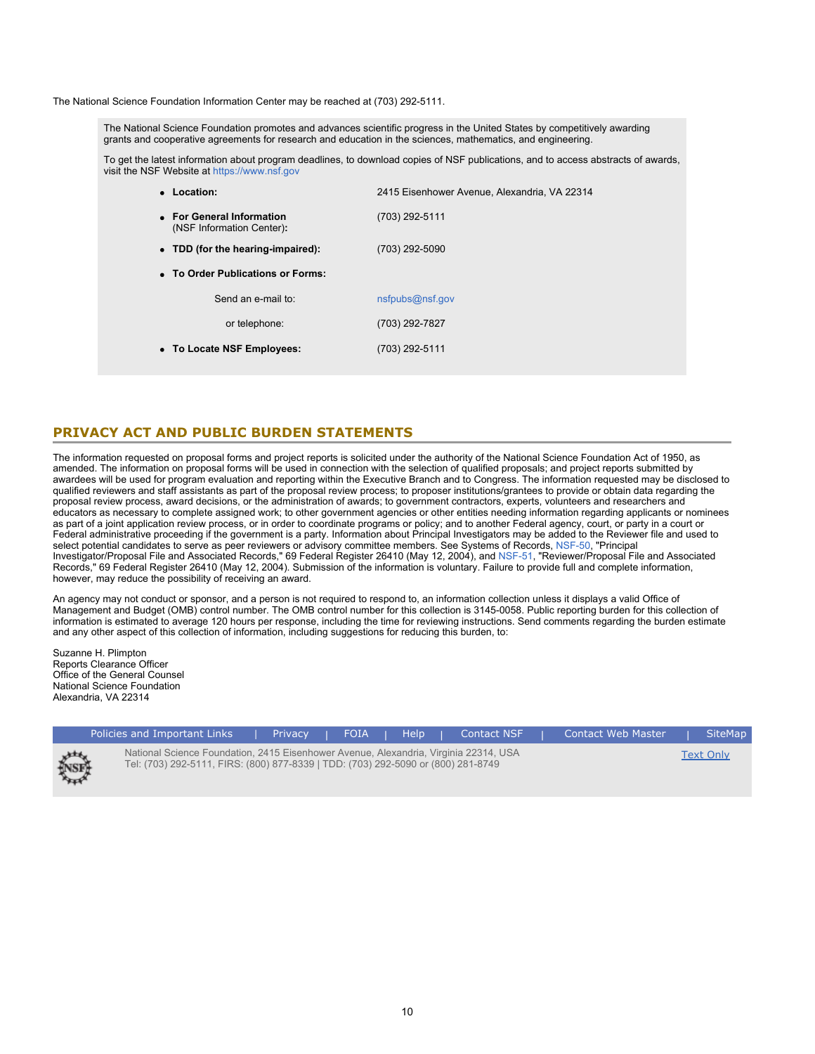The National Science Foundation Information Center may be reached at (703) 292-5111.

The National Science Foundation promotes and advances scientific progress in the United States by competitively awarding grants and cooperative agreements for research and education in the sciences, mathematics, and engineering.

To get the latest information about program deadlines, to download copies of NSF publications, and to access abstracts of awards, visit the NSF Website at https://www.nsf.gov

- **Location:** 2415 Eisenhower Avenue, Alexandria, VA 22314
- **For General Information** (NSF Information Center)**:** (703) 292-5111
- **TDD (for the hearing-impaired):** (703) 292-5090
- **To Order Publications or Forms:**
  - Send an e-mail to: nsfpubs@nsf.gov
  - or telephone: (703) 292-7827
- **To Locate NSF Employees:** (703) 292-5111

## PRIVACY ACT AND PUBLIC BURDEN STATEMENTS

The information requested on proposal forms and project reports is solicited under the authority of the National Science Foundation Act of 1950, as amended. The information on proposal forms will be used in connection with the selection of qualified proposals; and project reports submitted by awardees will be used for program evaluation and reporting within the Executive Branch and to Congress. The information requested may be disclosed to qualified reviewers and staff assistants as part of the proposal review process; to proposer institutions/grantees to provide or obtain data regarding the proposal review process, award decisions, or the administration of awards; to government contractors, experts, volunteers and researchers and educators as necessary to complete assigned work; to other government agencies or other entities needing information regarding applicants or nominees as part of a joint application review process, or in order to coordinate programs or policy; and to another Federal agency, court, or party in a court or Federal administrative proceeding if the government is a party. Information about Principal Investigators may be added to the Reviewer file and used to select potential candidates to serve as peer reviewers or advisory committee members. See Systems of Records, NSF-50, "Principal Investigator/Proposal File and Associated Records," 69 Federal Register 26410 (May 12, 2004), and NSF-51, "Reviewer/Proposal File and Associated Records," 69 Federal Register 26410 (May 12, 2004). Submission of the information is voluntary. Failure to provide full and complete information, however, may reduce the possibility of receiving an award.

An agency may not conduct or sponsor, and a person is not required to respond to, an information collection unless it displays a valid Office of Management and Budget (OMB) control number. The OMB control number for this collection is 3145-0058. Public reporting burden for this collection of information is estimated to average 120 hours per response, including the time for reviewing instructions. Send comments regarding the burden estimate and any other aspect of this collection of information, including suggestions for reducing this burden, to:

Suzanne H. Plimpton
Reports Clearance Officer
Office of the General Counsel
National Science Foundation
Alexandria, VA 22314

Policies and Important Links | Privacy | FOIA | Help | Contact NSF | Contact Web Master | SiteMap

National Science Foundation, 2415 Eisenhower Avenue, Alexandria, Virginia 22314, USA
Tel: (703) 292-5111, FIRS: (800) 877-8339 | TDD: (703) 292-5090 or (800) 281-8749

Text Only